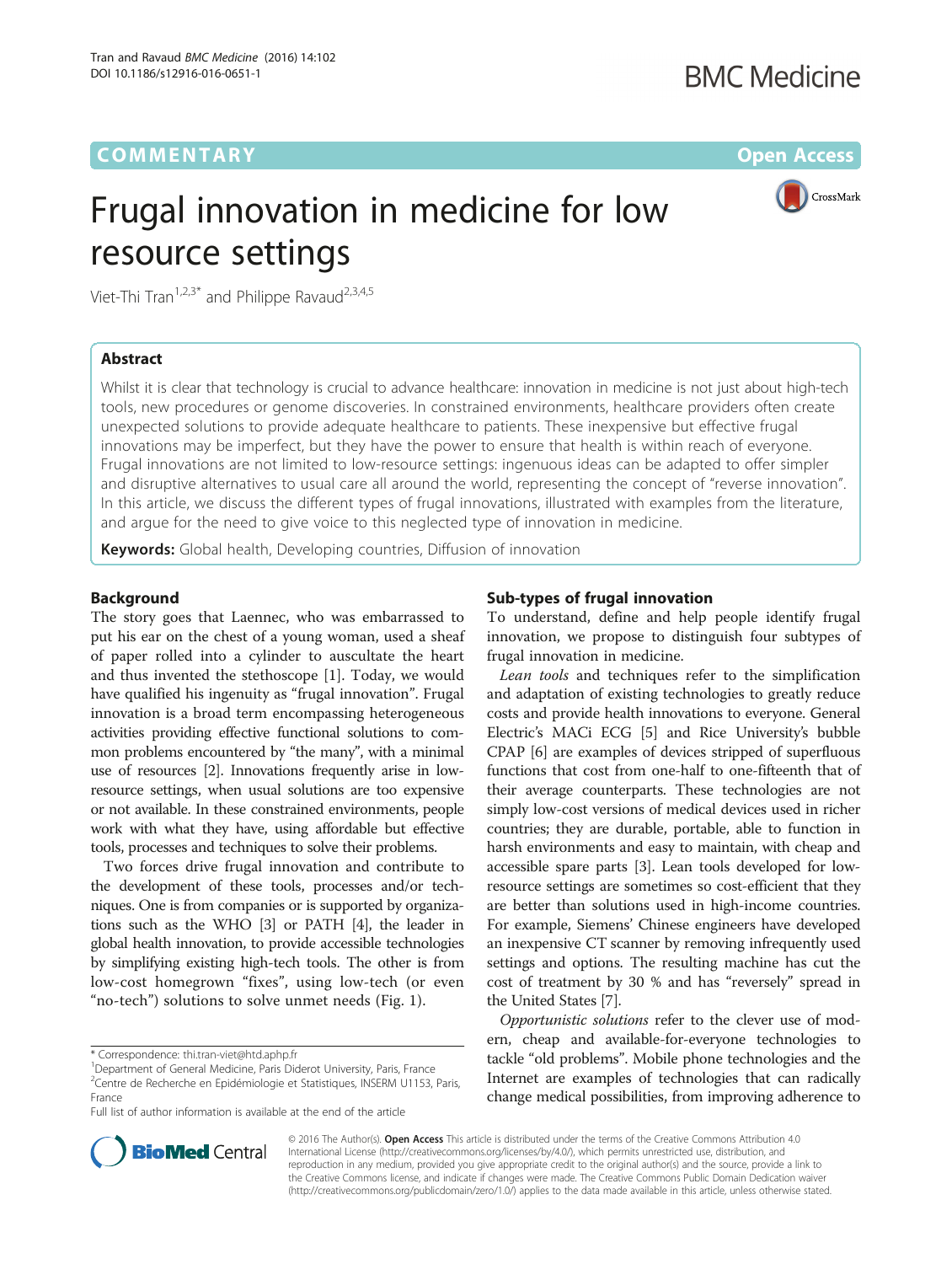# Frugal innovation in medicine for low resource settings

Viet-Thi Tran[1,2,3*] and Philippe Ravaud[2,3,4,5]

## Abstract

Whilst it is clear that technology is crucial to advance healthcare: innovation in medicine is not just about high-tech tools, new procedures or genome discoveries. In constrained environments, healthcare providers often create unexpected solutions to provide adequate healthcare to patients. These inexpensive but effective frugal innovations may be imperfect, but they have the power to ensure that health is within reach of everyone. Frugal innovations are not limited to low-resource settings: ingenuous ideas can be adapted to offer simpler and disruptive alternatives to usual care all around the world, representing the concept of "reverse innovation". In this article, we discuss the different types of frugal innovations, illustrated with examples from the literature, and argue for the need to give voice to this neglected type of innovation in medicine.

**Keywords:** Global health, Developing countries, Diffusion of innovation

## Background

The story goes that Laennec, who was embarrassed to put his ear on the chest of a young woman, used a sheaf of paper rolled into a cylinder to auscultate the heart and thus invented the stethoscope [1]. Today, we would have qualified his ingenuity as "frugal innovation". Frugal innovation is a broad term encompassing heterogeneous activities providing effective functional solutions to common problems encountered by "the many", with a minimal use of resources [2]. Innovations frequently arise in low-resource settings, when usual solutions are too expensive or not available. In these constrained environments, people work with what they have, using affordable but effective tools, processes and techniques to solve their problems.

Two forces drive frugal innovation and contribute to the development of these tools, processes and/or techniques. One is from companies or is supported by organizations such as the WHO [3] or PATH [4], the leader in global health innovation, to provide accessible technologies by simplifying existing high-tech tools. The other is from low-cost homegrown "fixes", using low-tech (or even "no-tech") solutions to solve unmet needs (Fig. 1).

## Sub-types of frugal innovation

To understand, define and help people identify frugal innovation, we propose to distinguish four subtypes of frugal innovation in medicine.

*Lean tools* and techniques refer to the simplification and adaptation of existing technologies to greatly reduce costs and provide health innovations to everyone. General Electric's MACi ECG [5] and Rice University's bubble CPAP [6] are examples of devices stripped of superfluous functions that cost from one-half to one-fifteenth that of their average counterparts. These technologies are not simply low-cost versions of medical devices used in richer countries; they are durable, portable, able to function in harsh environments and easy to maintain, with cheap and accessible spare parts [3]. Lean tools developed for low-resource settings are sometimes so cost-efficient that they are better than solutions used in high-income countries. For example, Siemens' Chinese engineers have developed an inexpensive CT scanner by removing infrequently used settings and options. The resulting machine has cut the cost of treatment by 30 % and has "reversely" spread in the United States [7].

*Opportunistic solutions* refer to the clever use of modern, cheap and available-for-everyone technologies to tackle "old problems". Mobile phone technologies and the Internet are examples of technologies that can radically change medical possibilities, from improving adherence to

\* Correspondence: thi.tran-viet@htd.aphp.fr
[1]Department of General Medicine, Paris Diderot University, Paris, France
[2]Centre de Recherche en Epidémiologie et Statistiques, INSERM U1153, Paris, France
Full list of author information is available at the end of the article

© 2016 The Author(s). **Open Access** This article is distributed under the terms of the Creative Commons Attribution 4.0 International License (http://creativecommons.org/licenses/by/4.0/), which permits unrestricted use, distribution, and reproduction in any medium, provided you give appropriate credit to the original author(s) and the source, provide a link to the Creative Commons license, and indicate if changes were made. The Creative Commons Public Domain Dedication waiver (http://creativecommons.org/publicdomain/zero/1.0/) applies to the data made available in this article, unless otherwise stated.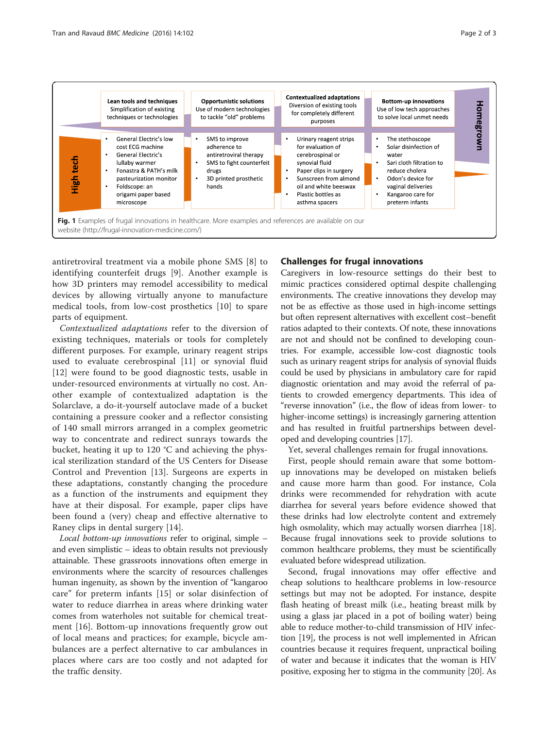| Lean tools and techniques<br>Simplification of existing techniques or technologies | Opportunistic solutions<br>Use of modern technologies to tackle "old" problems | Contextualized adaptations<br>Diversion of existing tools for completely different purposes | Bottom-up innovations<br>Use of low tech approaches to solve local unmet needs |
|---|---|---|---|
| • General Electric's low cost ECG machine<br>• General Electric's lullaby warmer<br>• Fonastra & PATH's milk pasteurization monitor<br>• Foldscope: an origami paper based microscope | • SMS to improve adherence to antiretroviral therapy<br>• SMS to fight counterfeit drugs<br>• 3D printed prosthetic hands | • Urinary reagent strips for evaluation of cerebrospinal or synovial fluid<br>• Paper clips in surgery<br>• Sunscreen from almond oil and white beeswax<br>• Plastic bottles as asthma spacers | • The stethoscope<br>• Solar disinfection of water<br>• Sari cloth filtration to reduce cholera<br>• Odon's device for vaginal deliveries<br>• Kangaroo care for preterm infants |

High tech → Homegrown

**Fig. 1** Examples of frugal innovations in healthcare. More examples and references are available on our website (http://frugal-innovation-medicine.com/)

antiretroviral treatment via a mobile phone SMS [8] to identifying counterfeit drugs [9]. Another example is how 3D printers may remodel accessibility to medical devices by allowing virtually anyone to manufacture medical tools, from low-cost prosthetics [10] to spare parts of equipment.

*Contextualized adaptations* refer to the diversion of existing techniques, materials or tools for completely different purposes. For example, urinary reagent strips used to evaluate cerebrospinal [11] or synovial fluid [12] were found to be good diagnostic tests, usable in under-resourced environments at virtually no cost. Another example of contextualized adaptation is the Solarclave, a do-it-yourself autoclave made of a bucket containing a pressure cooker and a reflector consisting of 140 small mirrors arranged in a complex geometric way to concentrate and redirect sunrays towards the bucket, heating it up to 120 °C and achieving the physical sterilization standard of the US Centers for Disease Control and Prevention [13]. Surgeons are experts in these adaptations, constantly changing the procedure as a function of the instruments and equipment they have at their disposal. For example, paper clips have been found a (very) cheap and effective alternative to Raney clips in dental surgery [14].

*Local bottom-up innovations* refer to original, simple – and even simplistic – ideas to obtain results not previously attainable. These grassroots innovations often emerge in environments where the scarcity of resources challenges human ingenuity, as shown by the invention of "kangaroo care" for preterm infants [15] or solar disinfection of water to reduce diarrhea in areas where drinking water comes from waterholes not suitable for chemical treatment [16]. Bottom-up innovations frequently grow out of local means and practices; for example, bicycle ambulances are a perfect alternative to car ambulances in places where cars are too costly and not adapted for the traffic density.

## Challenges for frugal innovations

Caregivers in low-resource settings do their best to mimic practices considered optimal despite challenging environments. The creative innovations they develop may not be as effective as those used in high-income settings but often represent alternatives with excellent cost–benefit ratios adapted to their contexts. Of note, these innovations are not and should not be confined to developing countries. For example, accessible low-cost diagnostic tools such as urinary reagent strips for analysis of synovial fluids could be used by physicians in ambulatory care for rapid diagnostic orientation and may avoid the referral of patients to crowded emergency departments. This idea of "reverse innovation" (i.e., the flow of ideas from lower- to higher-income settings) is increasingly garnering attention and has resulted in fruitful partnerships between developed and developing countries [17].

Yet, several challenges remain for frugal innovations.

First, people should remain aware that some bottom-up innovations may be developed on mistaken beliefs and cause more harm than good. For instance, Cola drinks were recommended for rehydration with acute diarrhea for several years before evidence showed that these drinks had low electrolyte content and extremely high osmolality, which may actually worsen diarrhea [18]. Because frugal innovations seek to provide solutions to common healthcare problems, they must be scientifically evaluated before widespread utilization.

Second, frugal innovations may offer effective and cheap solutions to healthcare problems in low-resource settings but may not be adopted. For instance, despite flash heating of breast milk (i.e., heating breast milk by using a glass jar placed in a pot of boiling water) being able to reduce mother-to-child transmission of HIV infection [19], the process is not well implemented in African countries because it requires frequent, unpractical boiling of water and because it indicates that the woman is HIV positive, exposing her to stigma in the community [20]. As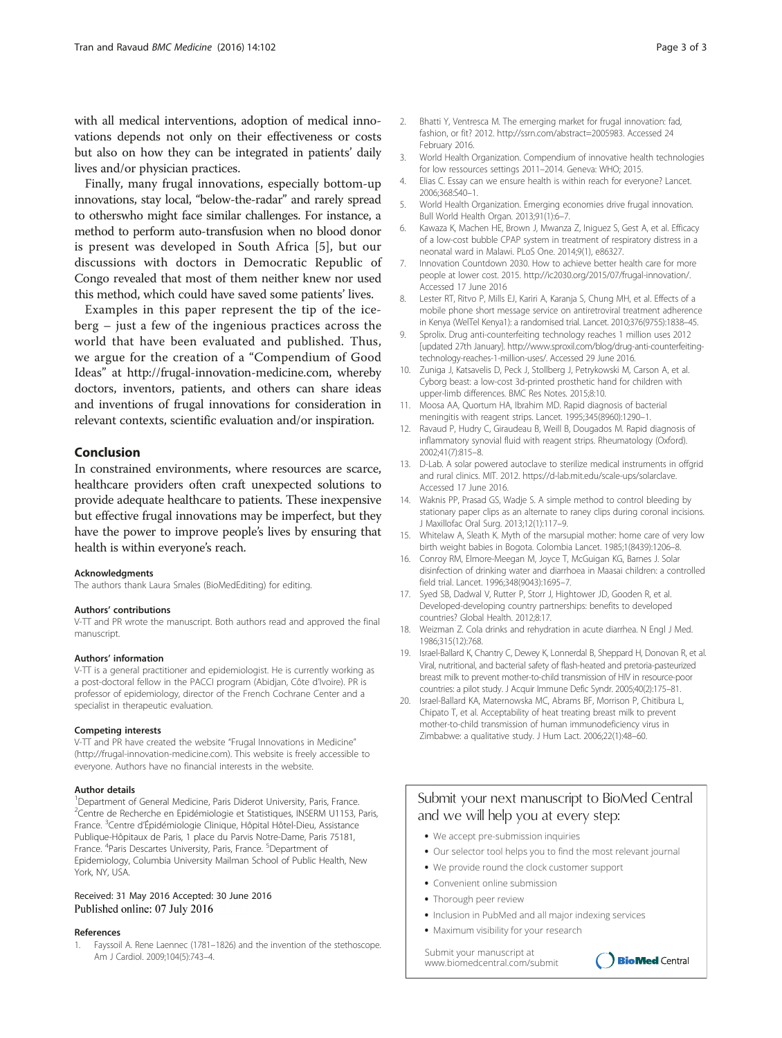with all medical interventions, adoption of medical innovations depends not only on their effectiveness or costs but also on how they can be integrated in patients' daily lives and/or physician practices.

Finally, many frugal innovations, especially bottom-up innovations, stay local, "below-the-radar" and rarely spread to otherswho might face similar challenges. For instance, a method to perform auto-transfusion when no blood donor is present was developed in South Africa [5], but our discussions with doctors in Democratic Republic of Congo revealed that most of them neither knew nor used this method, which could have saved some patients' lives.

Examples in this paper represent the tip of the iceberg – just a few of the ingenious practices across the world that have been evaluated and published. Thus, we argue for the creation of a "Compendium of Good Ideas" at http://frugal-innovation-medicine.com, whereby doctors, inventors, patients, and others can share ideas and inventions of frugal innovations for consideration in relevant contexts, scientific evaluation and/or inspiration.

## Conclusion

In constrained environments, where resources are scarce, healthcare providers often craft unexpected solutions to provide adequate healthcare to patients. These inexpensive but effective frugal innovations may be imperfect, but they have the power to improve people's lives by ensuring that health is within everyone's reach.

#### Acknowledgments

The authors thank Laura Smales (BioMedEditing) for editing.

#### Authors' contributions

V-TT and PR wrote the manuscript. Both authors read and approved the final manuscript.

#### Authors' information

V-TT is a general practitioner and epidemiologist. He is currently working as a post-doctoral fellow in the PACCI program (Abidjan, Côte d'Ivoire). PR is professor of epidemiology, director of the French Cochrane Center and a specialist in therapeutic evaluation.

#### Competing interests

V-TT and PR have created the website "Frugal Innovations in Medicine" (http://frugal-innovation-medicine.com). This website is freely accessible to everyone. Authors have no financial interests in the website.

#### Author details

[1]Department of General Medicine, Paris Diderot University, Paris, France. [2]Centre de Recherche en Epidémiologie et Statistiques, INSERM U1153, Paris, France. [3]Centre d'Épidémiologie Clinique, Hôpital Hôtel-Dieu, Assistance Publique-Hôpitaux de Paris, 1 place du Parvis Notre-Dame, Paris 75181, France. [4]Paris Descartes University, Paris, France. [5]Department of Epidemiology, Columbia University Mailman School of Public Health, New York, NY, USA.

Received: 31 May 2016 Accepted: 30 June 2016
Published online: 07 July 2016

#### References

1. Fayssoil A. Rene Laennec (1781–1826) and the invention of the stethoscope. Am J Cardiol. 2009;104(5):743–4.
2. Bhatti Y, Ventresca M. The emerging market for frugal innovation: fad, fashion, or fit? 2012. http://ssrn.com/abstract=2005983. Accessed 24 February 2016.
3. World Health Organization. Compendium of innovative health technologies for low ressources settings 2011–2014. Geneva: WHO; 2015.
4. Elias C. Essay can we ensure health is within reach for everyone? Lancet. 2006;368:S40–1.
5. World Health Organization. Emerging economies drive frugal innovation. Bull World Health Organ. 2013;91(1):6–7.
6. Kawaza K, Machen HE, Brown J, Mwanza Z, Iniguez S, Gest A, et al. Efficacy of a low-cost bubble CPAP system in treatment of respiratory distress in a neonatal ward in Malawi. PLoS One. 2014;9(1), e86327.
7. Innovation Countdown 2030. How to achieve better health care for more people at lower cost. 2015. http://ic2030.org/2015/07/frugal-innovation/. Accessed 17 June 2016
8. Lester RT, Ritvo P, Mills EJ, Kariri A, Karanja S, Chung MH, et al. Effects of a mobile phone short message service on antiretroviral treatment adherence in Kenya (WelTel Kenya1): a randomised trial. Lancet. 2010;376(9755):1838–45.
9. Sproxil. Drug anti-counterfeiting technology reaches 1 million uses 2012 [updated 27th January]. http://www.sproxil.com/blog/drug-anti-counterfeiting-technology-reaches-1-million-uses/. Accessed 29 June 2016.
10. Zuniga J, Katsavelis D, Peck J, Stollberg J, Petrykowski M, Carson A, et al. Cyborg beast: a low-cost 3d-printed prosthetic hand for children with upper-limb differences. BMC Res Notes. 2015;8:10.
11. Moosa AA, Quortum HA, Ibrahim MD. Rapid diagnosis of bacterial meningitis with reagent strips. Lancet. 1995;345(8960):1290–1.
12. Ravaud P, Hudry C, Giraudeau B, Weill B, Dougados M. Rapid diagnosis of inflammatory synovial fluid with reagent strips. Rheumatology (Oxford). 2002;41(7):815–8.
13. D-Lab. A solar powered autoclave to sterilize medical instruments in offgrid and rural clinics. MIT. 2012. https://d-lab.mit.edu/scale-ups/solarclave. Accessed 17 June 2016.
14. Waknis PP, Prasad GS, Wadje S. A simple method to control bleeding by stationary paper clips as an alternate to raney clips during coronal incisions. J Maxillofac Oral Surg. 2013;12(1):117–9.
15. Whitelaw A, Sleath K. Myth of the marsupial mother: home care of very low birth weight babies in Bogota. Colombia Lancet. 1985;1(8439):1206–8.
16. Conroy RM, Elmore-Meegan M, Joyce T, McGuigan KG, Barnes J. Solar disinfection of drinking water and diarrhoea in Maasai children: a controlled field trial. Lancet. 1996;348(9043):1695–7.
17. Syed SB, Dadwal V, Rutter P, Storr J, Hightower JD, Gooden R, et al. Developed-developing country partnerships: benefits to developed countries? Global Health. 2012;8:17.
18. Weizman Z. Cola drinks and rehydration in acute diarrhea. N Engl J Med. 1986;315(12):768.
19. Israel-Ballard K, Chantry C, Dewey K, Lonnerdal B, Sheppard H, Donovan R, et al. Viral, nutritional, and bacterial safety of flash-heated and pretoria-pasteurized breast milk to prevent mother-to-child transmission of HIV in resource-poor countries: a pilot study. J Acquir Immune Defic Syndr. 2005;40(2):175–81.
20. Israel-Ballard KA, Maternowska MC, Abrams BF, Morrison P, Chitibura L, Chipato T, et al. Acceptability of heat treating breast milk to prevent mother-to-child transmission of human immunodeficiency virus in Zimbabwe: a qualitative study. J Hum Lact. 2006;22(1):48–60.

Submit your next manuscript to BioMed Central and we will help you at every step:

- We accept pre-submission inquiries
- Our selector tool helps you to find the most relevant journal
- We provide round the clock customer support
- Convenient online submission
- Thorough peer review
- Inclusion in PubMed and all major indexing services
- Maximum visibility for your research

Submit your manuscript at
www.biomedcentral.com/submit

BioMed Central